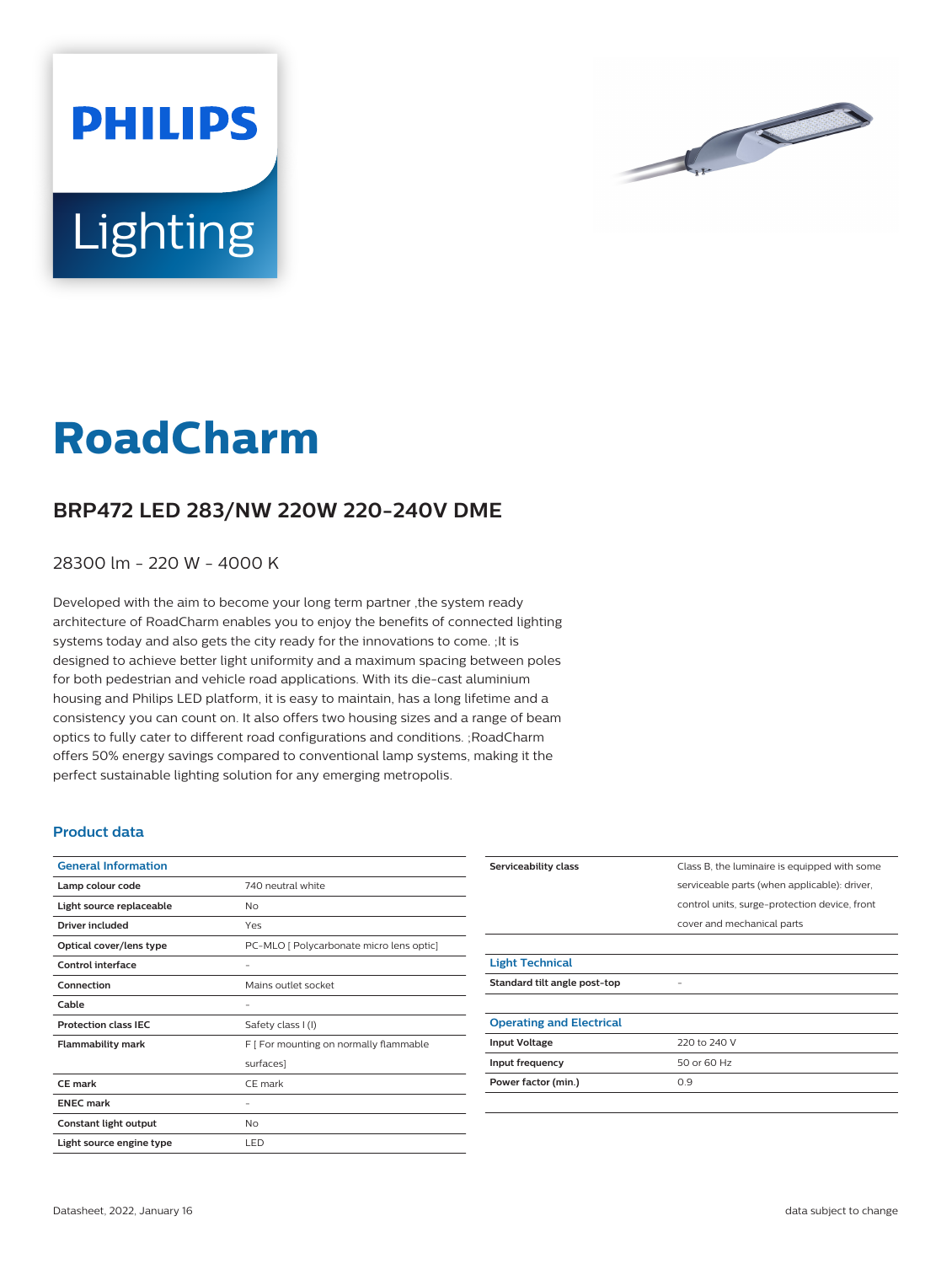PHILIPS

Lighting

# RoadCharm

## BRP472 LED 283/NW 220W 220-240V DME

28300 lm - 220 W - 4000 K

Developed with the aim to become your long term partner ,the system ready architecture of RoadCharm enables you to enjoy the benefits of connected lighting systems today and also gets the city ready for the innovations to come. ;It is designed to achieve better light uniformity and a maximum spacing between poles for both pedestrian and vehicle road applications. With its die-cast aluminium housing and Philips LED platform, it is easy to maintain, has a long lifetime and a consistency you can count on. It also offers two housing sizes and a range of beam optics to fully cater to different road configurations and conditions. ;RoadCharm offers 50% energy savings compared to conventional lamp systems, making it the perfect sustainable lighting solution for any emerging metropolis.

### Product data

| General Information | |
|---|---|
| **Lamp colour code** | 740 neutral white |
| **Light source replaceable** | No |
| **Driver included** | Yes |
| **Optical cover/lens type** | PC-MLO [ Polycarbonate micro lens optic] |
| **Control interface** | - |
| **Connection** | Mains outlet socket |
| **Cable** | - |
| **Protection class IEC** | Safety class I (I) |
| **Flammability mark** | F [ For mounting on normally flammable surfaces] |
| **CE mark** | CE mark |
| **ENEC mark** | - |
| **Constant light output** | No |
| **Light source engine type** | LED |
| **Serviceability class** | Class B, the luminaire is equipped with some serviceable parts (when applicable): driver, control units, surge-protection device, front cover and mechanical parts |

| Light Technical | |
|---|---|
| **Standard tilt angle post-top** | - |

| Operating and Electrical | |
|---|---|
| **Input Voltage** | 220 to 240 V |
| **Input frequency** | 50 or 60 Hz |
| **Power factor (min.)** | 0.9 |

Datasheet, 2022, January 16

data subject to change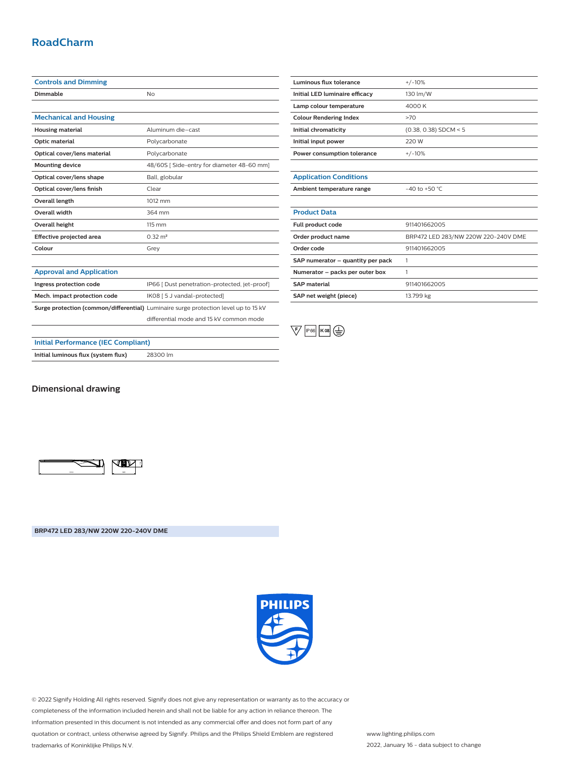# RoadCharm

| Controls and Dimming | |
|---|---|
| **Dimmable** | No |

| Mechanical and Housing | |
|---|---|
| **Housing material** | Aluminum die-cast |
| **Optic material** | Polycarbonate |
| **Optical cover/lens material** | Polycarbonate |
| **Mounting device** | 48/60S [ Side-entry for diameter 48-60 mm] |
| **Optical cover/lens shape** | Ball, globular |
| **Optical cover/lens finish** | Clear |
| **Overall length** | 1012 mm |
| **Overall width** | 364 mm |
| **Overall height** | 115 mm |
| **Effective projected area** | 0.32 m² |
| **Colour** | Grey |

| Approval and Application | |
|---|---|
| **Ingress protection code** | IP66 [ Dust penetration-protected, jet-proof] |
| **Mech. impact protection code** | IK08 [ 5 J vandal-protected] |
| **Surge protection (common/differential)** | Luminaire surge protection level up to 15 kV differential mode and 15 kV common mode |

| Initial Performance (IEC Compliant) | |
|---|---|
| **Initial luminous flux (system flux)** | 28300 lm |
| **Luminous flux tolerance** | +/-10% |
| **Initial LED luminaire efficacy** | 130 lm/W |
| **Lamp colour temperature** | 4000 K |
| **Colour Rendering Index** | >70 |
| **Initial chromaticity** | (0.38, 0.38) SDCM < 5 |
| **Initial input power** | 220 W |
| **Power consumption tolerance** | +/-10% |

| Application Conditions | |
|---|---|
| **Ambient temperature range** | -40 to +50 °C |

| Product Data | |
|---|---|
| **Full product code** | 911401662005 |
| **Order product name** | BRP472 LED 283/NW 220W 220-240V DME |
| **Order code** | 911401662005 |
| **SAP numerator – quantity per pack** | 1 |
| **Numerator – packs per outer box** | 1 |
| **SAP material** | 911401662005 |
| **SAP net weight (piece)** | 13.799 kg |

F IP66 IK08

## Dimensional drawing

1012

364

**BRP472 LED 283/NW 220W 220-240V DME**

© 2022 Signify Holding All rights reserved. Signify does not give any representation or warranty as to the accuracy or completeness of the information included herein and shall not be liable for any action in reliance thereon. The information presented in this document is not intended as any commercial offer and does not form part of any quotation or contract, unless otherwise agreed by Signify. Philips and the Philips Shield Emblem are registered trademarks of Koninklijke Philips N.V.

www.lighting.philips.com

2022, January 16 - data subject to change